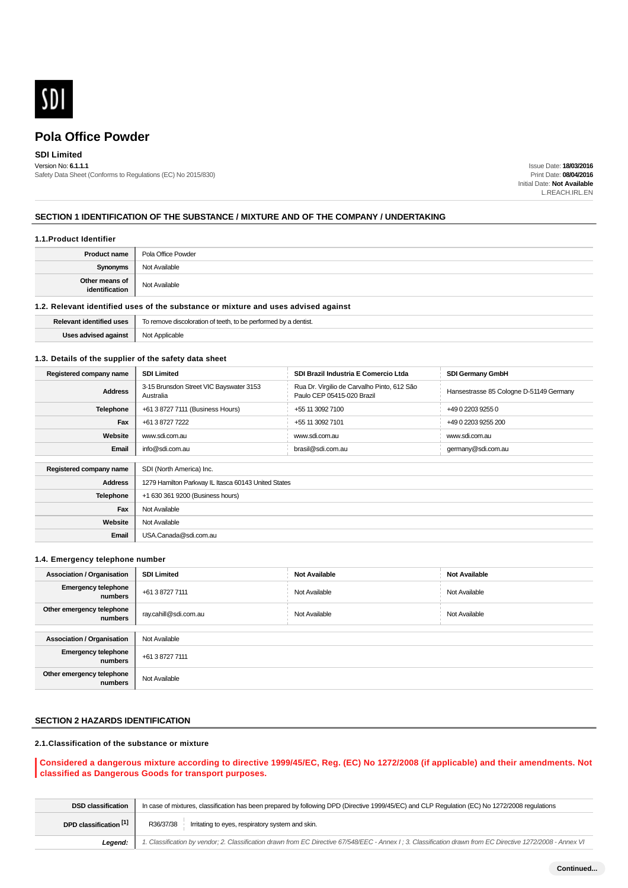SDI

# Pola Office Powder

**SDI Limited**

Version No: **6.1.1.1**

Safety Data Sheet (Conforms to Regulations (EC) No 2015/830)

Issue Date: **18/03/2016**
Print Date: **08/04/2016**
Initial Date: **Not Available**
L.REACH.IRL.EN

## SECTION 1 IDENTIFICATION OF THE SUBSTANCE / MIXTURE AND OF THE COMPANY / UNDERTAKING

### 1.1.Product Identifier

| | |
|---|---|
| **Product name** | Pola Office Powder |
| **Synonyms** | Not Available |
| **Other means of identification** | Not Available |

### 1.2. Relevant identified uses of the substance or mixture and uses advised against

| | |
|---|---|
| **Relevant identified uses** | To remove discoloration of teeth, to be performed by a dentist. |
| **Uses advised against** | Not Applicable |

### 1.3. Details of the supplier of the safety data sheet

| **Registered company name** | **SDI Limited** | **SDI Brazil Industria E Comercio Ltda** | **SDI Germany GmbH** |
|---|---|---|---|
| **Address** | 3-15 Brunsdon Street VIC Bayswater 3153 Australia | Rua Dr. Virgilio de Carvalho Pinto, 612 São Paulo CEP 05415-020 Brazil | Hansestrasse 85 Cologne D-51149 Germany |
| **Telephone** | +61 3 8727 7111 (Business Hours) | +55 11 3092 7100 | +49 0 2203 9255 0 |
| **Fax** | +61 3 8727 7222 | +55 11 3092 7101 | +49 0 2203 9255 200 |
| **Website** | www.sdi.com.au | www.sdi.com.au | www.sdi.com.au |
| **Email** | info@sdi.com.au | brasil@sdi.com.au | germany@sdi.com.au |

| **Registered company name** | SDI (North America) Inc. |
|---|---|
| **Address** | 1279 Hamilton Parkway IL Itasca 60143 United States |
| **Telephone** | +1 630 361 9200 (Business hours) |
| **Fax** | Not Available |
| **Website** | Not Available |
| **Email** | USA.Canada@sdi.com.au |

### 1.4. Emergency telephone number

| **Association / Organisation** | **SDI Limited** | **Not Available** | **Not Available** |
|---|---|---|---|
| **Emergency telephone numbers** | +61 3 8727 7111 | Not Available | Not Available |
| **Other emergency telephone numbers** | ray.cahill@sdi.com.au | Not Available | Not Available |

| **Association / Organisation** | Not Available |
|---|---|
| **Emergency telephone numbers** | +61 3 8727 7111 |
| **Other emergency telephone numbers** | Not Available |

## SECTION 2 HAZARDS IDENTIFICATION

### 2.1.Classification of the substance or mixture

**Considered a dangerous mixture according to directive 1999/45/EC, Reg. (EC) No 1272/2008 (if applicable) and their amendments. Not classified as Dangerous Goods for transport purposes.**

| | |
|---|---|
| **DSD classification** | In case of mixtures, classification has been prepared by following DPD (Directive 1999/45/EC) and CLP Regulation (EC) No 1272/2008 regulations |
| **DPD classification [1]** | R36/37/38 — Irritating to eyes, respiratory system and skin. |
| ***Legend:*** | *1. Classification by vendor; 2. Classification drawn from EC Directive 67/548/EEC - Annex I ; 3. Classification drawn from EC Directive 1272/2008 - Annex VI* |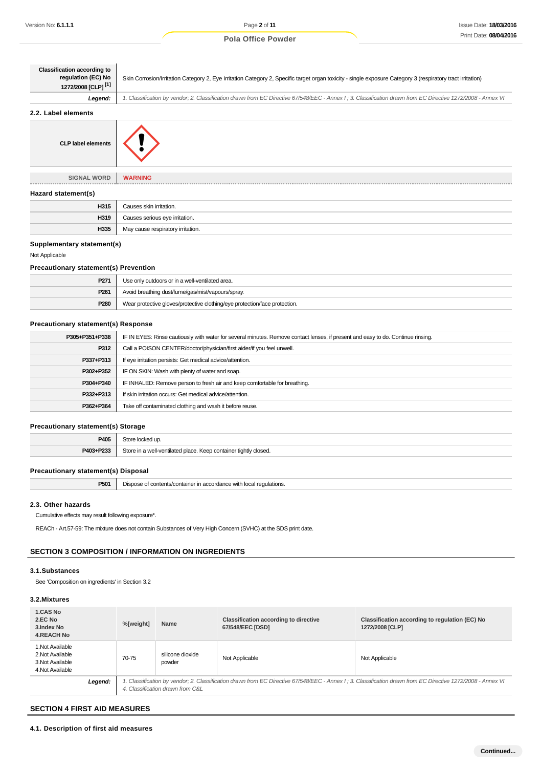| | |
|---|---|
| **Classification according to regulation (EC) No 1272/2008 [CLP] [1]** | Skin Corrosion/Irritation Category 2, Eye Irritation Category 2, Specific target organ toxicity - single exposure Category 3 (respiratory tract irritation) |
| ***Legend:*** | *1. Classification by vendor; 2. Classification drawn from EC Directive 67/548/EEC - Annex I ; 3. Classification drawn from EC Directive 1272/2008 - Annex VI* |

## 2.2. Label elements

| | |
|---|---|
| **CLP label elements** | |
| SIGNAL WORD | **WARNING** |

### Hazard statement(s)

| | |
|---|---|
| **H315** | Causes skin irritation. |
| **H319** | Causes serious eye irritation. |
| **H335** | May cause respiratory irritation. |

### Supplementary statement(s)

Not Applicable

### Precautionary statement(s) Prevention

| | |
|---|---|
| **P271** | Use only outdoors or in a well-ventilated area. |
| **P261** | Avoid breathing dust/fume/gas/mist/vapours/spray. |
| **P280** | Wear protective gloves/protective clothing/eye protection/face protection. |

### Precautionary statement(s) Response

| | |
|---|---|
| **P305+P351+P338** | IF IN EYES: Rinse cautiously with water for several minutes. Remove contact lenses, if present and easy to do. Continue rinsing. |
| **P312** | Call a POISON CENTER/doctor/physician/first aider/if you feel unwell. |
| **P337+P313** | If eye irritation persists: Get medical advice/attention. |
| **P302+P352** | IF ON SKIN: Wash with plenty of water and soap. |
| **P304+P340** | IF INHALED: Remove person to fresh air and keep comfortable for breathing. |
| **P332+P313** | If skin irritation occurs: Get medical advice/attention. |
| **P362+P364** | Take off contaminated clothing and wash it before reuse. |

### Precautionary statement(s) Storage

| | |
|---|---|
| **P405** | Store locked up. |
| **P403+P233** | Store in a well-ventilated place. Keep container tightly closed. |

### Precautionary statement(s) Disposal

| | |
|---|---|
| **P501** | Dispose of contents/container in accordance with local regulations. |

## 2.3. Other hazards

Cumulative effects may result following exposure*.

REACh - Art.57-59: The mixture does not contain Substances of Very High Concern (SVHC) at the SDS print date.

# SECTION 3 COMPOSITION / INFORMATION ON INGREDIENTS

## 3.1.Substances

See 'Composition on ingredients' in Section 3.2

## 3.2.Mixtures

| 1.CAS No<br>2.EC No<br>3.Index No<br>4.REACH No | %[weight] | Name | Classification according to directive 67/548/EEC [DSD] | Classification according to regulation (EC) No 1272/2008 [CLP] |
|---|---|---|---|---|
| 1.Not Available<br>2.Not Available<br>3.Not Available<br>4.Not Available | 70-75 | silicone dioxide powder | Not Applicable | Not Applicable |
| ***Legend:*** | *1. Classification by vendor; 2. Classification drawn from EC Directive 67/548/EEC - Annex I ; 3. Classification drawn from EC Directive 1272/2008 - Annex VI 4. Classification drawn from C&L* | | | |

# SECTION 4 FIRST AID MEASURES

## 4.1. Description of first aid measures

**Continued...**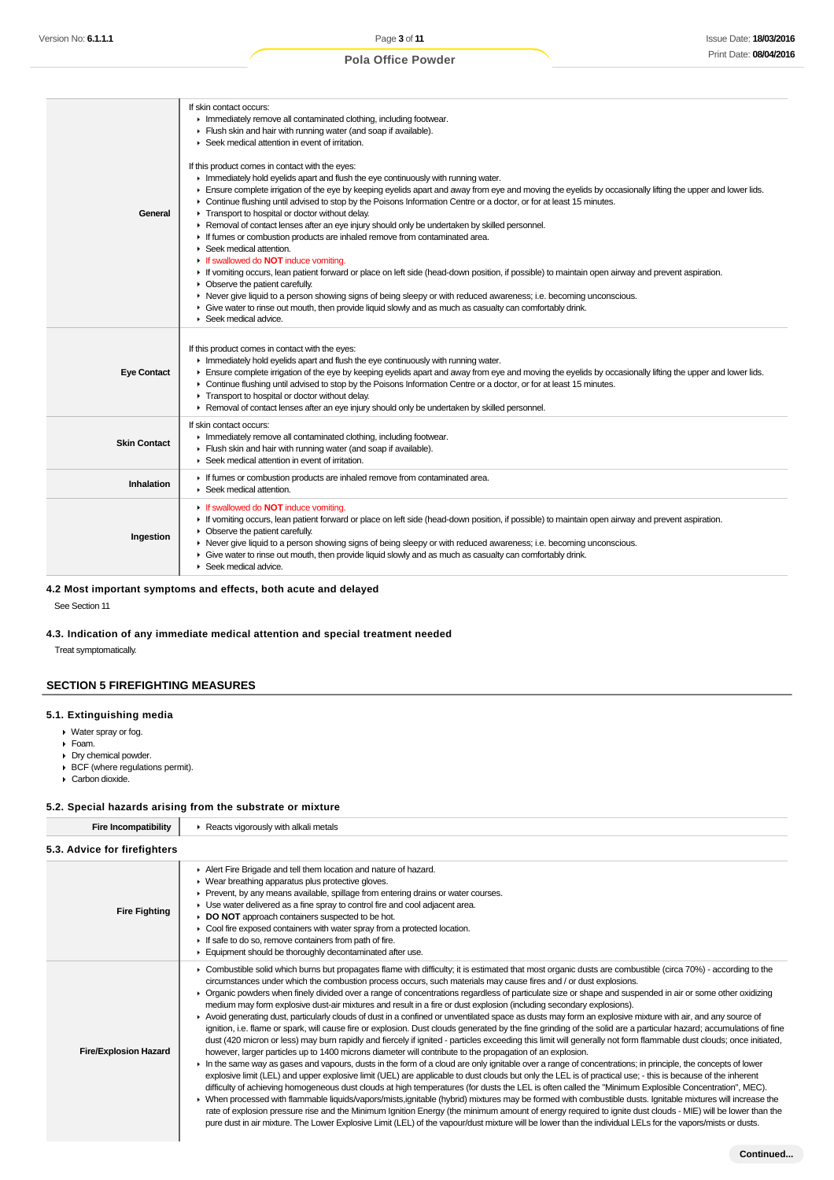| | |
|---|---|
| **General** | If skin contact occurs:<br>▸ Immediately remove all contaminated clothing, including footwear.<br>▸ Flush skin and hair with running water (and soap if available).<br>▸ Seek medical attention in event of irritation.<br><br>If this product comes in contact with the eyes:<br>▸ Immediately hold eyelids apart and flush the eye continuously with running water.<br>▸ Ensure complete irrigation of the eye by keeping eyelids apart and away from eye and moving the eyelids by occasionally lifting the upper and lower lids.<br>▸ Continue flushing until advised to stop by the Poisons Information Centre or a doctor, or for at least 15 minutes.<br>▸ Transport to hospital or doctor without delay.<br>▸ Removal of contact lenses after an eye injury should only be undertaken by skilled personnel.<br>▸ If fumes or combustion products are inhaled remove from contaminated area.<br>▸ Seek medical attention.<br>▸ If swallowed do **NOT** induce vomiting.<br>▸ If vomiting occurs, lean patient forward or place on left side (head-down position, if possible) to maintain open airway and prevent aspiration.<br>▸ Observe the patient carefully.<br>▸ Never give liquid to a person showing signs of being sleepy or with reduced awareness; i.e. becoming unconscious.<br>▸ Give water to rinse out mouth, then provide liquid slowly and as much as casualty can comfortably drink.<br>▸ Seek medical advice. |
| **Eye Contact** | If this product comes in contact with the eyes:<br>▸ Immediately hold eyelids apart and flush the eye continuously with running water.<br>▸ Ensure complete irrigation of the eye by keeping eyelids apart and away from eye and moving the eyelids by occasionally lifting the upper and lower lids.<br>▸ Continue flushing until advised to stop by the Poisons Information Centre or a doctor, or for at least 15 minutes.<br>▸ Transport to hospital or doctor without delay.<br>▸ Removal of contact lenses after an eye injury should only be undertaken by skilled personnel. |
| **Skin Contact** | If skin contact occurs:<br>▸ Immediately remove all contaminated clothing, including footwear.<br>▸ Flush skin and hair with running water (and soap if available).<br>▸ Seek medical attention in event of irritation. |
| **Inhalation** | ▸ If fumes or combustion products are inhaled remove from contaminated area.<br>▸ Seek medical attention. |
| **Ingestion** | ▸ If swallowed do **NOT** induce vomiting.<br>▸ If vomiting occurs, lean patient forward or place on left side (head-down position, if possible) to maintain open airway and prevent aspiration.<br>▸ Observe the patient carefully.<br>▸ Never give liquid to a person showing signs of being sleepy or with reduced awareness; i.e. becoming unconscious.<br>▸ Give water to rinse out mouth, then provide liquid slowly and as much as casualty can comfortably drink.<br>▸ Seek medical advice. |

### 4.2 Most important symptoms and effects, both acute and delayed

See Section 11

### 4.3. Indication of any immediate medical attention and special treatment needed

Treat symptomatically.

## SECTION 5 FIREFIGHTING MEASURES

### 5.1. Extinguishing media

- Water spray or fog.
- Foam.
- Dry chemical powder.
- BCF (where regulations permit).
- Carbon dioxide.

### 5.2. Special hazards arising from the substrate or mixture

| | |
|---|---|
| **Fire Incompatibility** | ▸ Reacts vigorously with alkali metals |

### 5.3. Advice for firefighters

| | |
|---|---|
| **Fire Fighting** | ▸ Alert Fire Brigade and tell them location and nature of hazard.<br>▸ Wear breathing apparatus plus protective gloves.<br>▸ Prevent, by any means available, spillage from entering drains or water courses.<br>▸ Use water delivered as a fine spray to control fire and cool adjacent area.<br>▸ **DO NOT** approach containers suspected to be hot.<br>▸ Cool fire exposed containers with water spray from a protected location.<br>▸ If safe to do so, remove containers from path of fire.<br>▸ Equipment should be thoroughly decontaminated after use. |
| **Fire/Explosion Hazard** | ▸ Combustible solid which burns but propagates flame with difficulty; it is estimated that most organic dusts are combustible (circa 70%) - according to the circumstances under which the combustion process occurs, such materials may cause fires and / or dust explosions.<br>▸ Organic powders when finely divided over a range of concentrations regardless of particulate size or shape and suspended in air or some other oxidizing medium may form explosive dust-air mixtures and result in a fire or dust explosion (including secondary explosions).<br>▸ Avoid generating dust, particularly clouds of dust in a confined or unventilated space as dusts may form an explosive mixture with air, and any source of ignition, i.e. flame or spark, will cause fire or explosion. Dust clouds generated by the fine grinding of the solid are a particular hazard; accumulations of fine dust (420 micron or less) may burn rapidly and fiercely if ignited - particles exceeding this limit will generally not form flammable dust clouds; once initiated, however, larger particles up to 1400 microns diameter will contribute to the propagation of an explosion.<br>▸ In the same way as gases and vapours, dusts in the form of a cloud are only ignitable over a range of concentrations; in principle, the concepts of lower explosive limit (LEL) and upper explosive limit (UEL) are applicable to dust clouds but only the LEL is of practical use; - this is because of the inherent difficulty of achieving homogeneous dust clouds at high temperatures (for dusts the LEL is often called the "Minimum Explosible Concentration", MEC).<br>▸ When processed with flammable liquids/vapors/mists,ignitable (hybrid) mixtures may be formed with combustible dusts. Ignitable mixtures will increase the rate of explosion pressure rise and the Minimum Ignition Energy (the minimum amount of energy required to ignite dust clouds - MIE) will be lower than the pure dust in air mixture. The Lower Explosive Limit (LEL) of the vapour/dust mixture will be lower than the individual LELs for the vapors/mists or dusts. |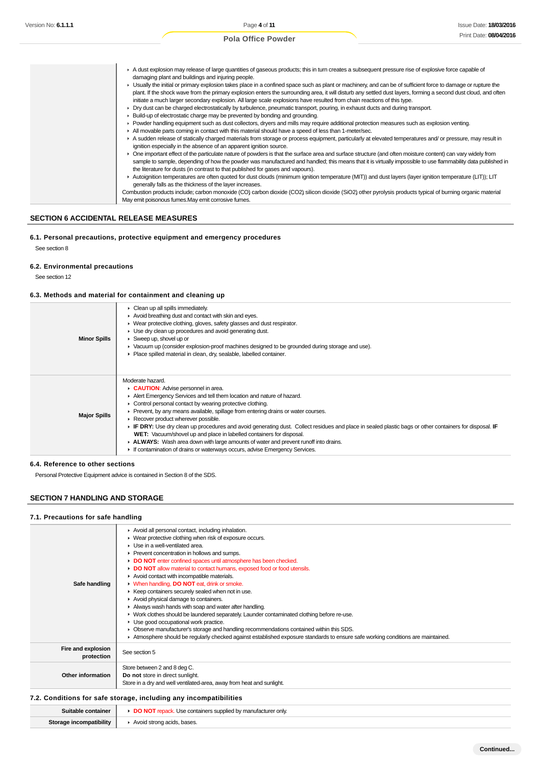| | |
|---|---|
| | ▸ A dust explosion may release of large quantities of gaseous products; this in turn creates a subsequent pressure rise of explosive force capable of damaging plant and buildings and injuring people.<br>▸ Usually the initial or primary explosion takes place in a confined space such as plant or machinery, and can be of sufficient force to damage or rupture the plant. If the shock wave from the primary explosion enters the surrounding area, it will disturb any settled dust layers, forming a second dust cloud, and often initiate a much larger secondary explosion. All large scale explosions have resulted from chain reactions of this type.<br>▸ Dry dust can be charged electrostatically by turbulence, pneumatic transport, pouring, in exhaust ducts and during transport.<br>▸ Build-up of electrostatic charge may be prevented by bonding and grounding.<br>▸ Powder handling equipment such as dust collectors, dryers and mills may require additional protection measures such as explosion venting.<br>▸ All movable parts coming in contact with this material should have a speed of less than 1-meter/sec.<br>▸ A sudden release of statically charged materials from storage or process equipment, particularly at elevated temperatures and/ or pressure, may result in ignition especially in the absence of an apparent ignition source.<br>▸ One important effect of the particulate nature of powders is that the surface area and surface structure (and often moisture content) can vary widely from sample to sample, depending of how the powder was manufactured and handled; this means that it is virtually impossible to use flammability data published in the literature for dusts (in contrast to that published for gases and vapours).<br>▸ Autoignition temperatures are often quoted for dust clouds (minimum ignition temperature (MIT)) and dust layers (layer ignition temperature (LIT)); LIT generally falls as the thickness of the layer increases.<br>Combustion products include; carbon monoxide (CO) carbon dioxide (CO2) silicon dioxide (SiO2) other pyrolysis products typical of burning organic material<br>May emit poisonous fumes.May emit corrosive fumes. |

## SECTION 6 ACCIDENTAL RELEASE MEASURES

### 6.1. Personal precautions, protective equipment and emergency procedures

See section 8

### 6.2. Environmental precautions

See section 12

### 6.3. Methods and material for containment and cleaning up

| | |
|---|---|
| **Minor Spills** | ▸ Clean up all spills immediately.<br>▸ Avoid breathing dust and contact with skin and eyes.<br>▸ Wear protective clothing, gloves, safety glasses and dust respirator.<br>▸ Use dry clean up procedures and avoid generating dust.<br>▸ Sweep up, shovel up or<br>▸ Vacuum up (consider explosion-proof machines designed to be grounded during storage and use).<br>▸ Place spilled material in clean, dry, sealable, labelled container. |
| **Major Spills** | Moderate hazard.<br>▸ **CAUTION**: Advise personnel in area.<br>▸ Alert Emergency Services and tell them location and nature of hazard.<br>▸ Control personal contact by wearing protective clothing.<br>▸ Prevent, by any means available, spillage from entering drains or water courses.<br>▸ Recover product wherever possible.<br>▸ **IF DRY:** Use dry clean up procedures and avoid generating dust. Collect residues and place in sealed plastic bags or other containers for disposal. **IF WET:** Vacuum/shovel up and place in labelled containers for disposal.<br>▸ **ALWAYS:** Wash area down with large amounts of water and prevent runoff into drains.<br>▸ If contamination of drains or waterways occurs, advise Emergency Services. |

### 6.4. Reference to other sections

Personal Protective Equipment advice is contained in Section 8 of the SDS.

## SECTION 7 HANDLING AND STORAGE

### 7.1. Precautions for safe handling

| | |
|---|---|
| **Safe handling** | ▸ Avoid all personal contact, including inhalation.<br>▸ Wear protective clothing when risk of exposure occurs.<br>▸ Use in a well-ventilated area.<br>▸ Prevent concentration in hollows and sumps.<br>▸ **DO NOT** enter confined spaces until atmosphere has been checked.<br>▸ **DO NOT** allow material to contact humans, exposed food or food utensils.<br>▸ Avoid contact with incompatible materials.<br>▸ When handling, **DO NOT** eat, drink or smoke.<br>▸ Keep containers securely sealed when not in use.<br>▸ Avoid physical damage to containers.<br>▸ Always wash hands with soap and water after handling.<br>▸ Work clothes should be laundered separately. Launder contaminated clothing before re-use.<br>▸ Use good occupational work practice.<br>▸ Observe manufacturer's storage and handling recommendations contained within this SDS.<br>▸ Atmosphere should be regularly checked against established exposure standards to ensure safe working conditions are maintained. |
| **Fire and explosion protection** | See section 5 |
| **Other information** | Store between 2 and 8 deg C.<br>**Do not** store in direct sunlight.<br>Store in a dry and well ventilated-area, away from heat and sunlight. |

### 7.2. Conditions for safe storage, including any incompatibilities

| | |
|---|---|
| **Suitable container** | ▸ **DO NOT** repack. Use containers supplied by manufacturer only. |
| **Storage incompatibility** | ▸ Avoid strong acids, bases. |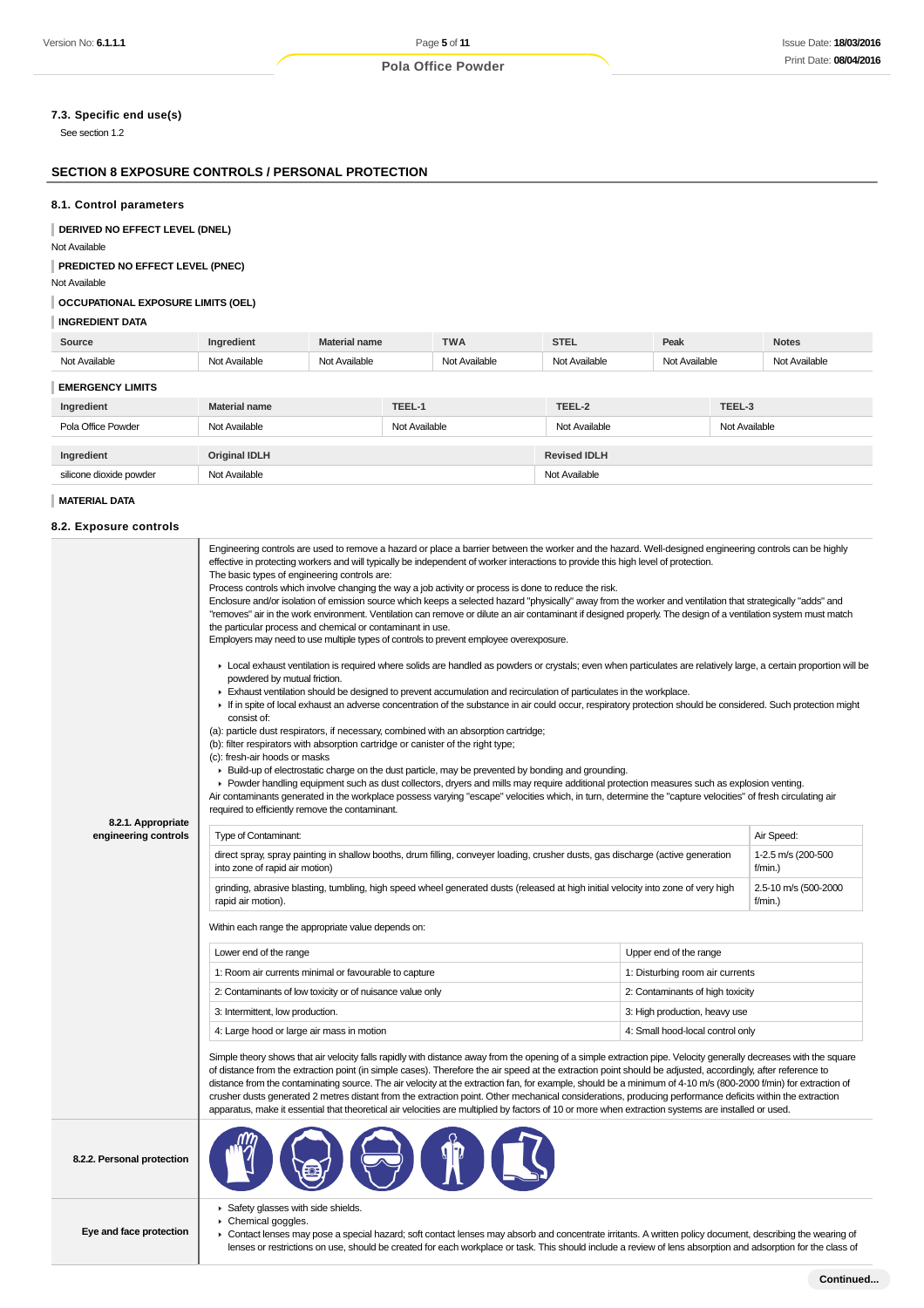### 7.3. Specific end use(s)

See section 1.2

## SECTION 8 EXPOSURE CONTROLS / PERSONAL PROTECTION

### 8.1. Control parameters

**DERIVED NO EFFECT LEVEL (DNEL)**

Not Available

**PREDICTED NO EFFECT LEVEL (PNEC)**

Not Available

**OCCUPATIONAL EXPOSURE LIMITS (OEL)**

**INGREDIENT DATA**

| Source | Ingredient | Material name | TWA | STEL | Peak | Notes |
|---|---|---|---|---|---|---|
| Not Available | Not Available | Not Available | Not Available | Not Available | Not Available | Not Available |

**EMERGENCY LIMITS**

| Ingredient | Material name | TEEL-1 | TEEL-2 | TEEL-3 |
|---|---|---|---|---|
| Pola Office Powder | Not Available | Not Available | Not Available | Not Available |

| Ingredient | Original IDLH | Revised IDLH |
|---|---|---|
| silicone dioxide powder | Not Available | Not Available |

**MATERIAL DATA**

### 8.2. Exposure controls

**8.2.1. Appropriate engineering controls**

Engineering controls are used to remove a hazard or place a barrier between the worker and the hazard. Well-designed engineering controls can be highly effective in protecting workers and will typically be independent of worker interactions to provide this high level of protection.
The basic types of engineering controls are:
Process controls which involve changing the way a job activity or process is done to reduce the risk.
Enclosure and/or isolation of emission source which keeps a selected hazard "physically" away from the worker and ventilation that strategically "adds" and "removes" air in the work environment. Ventilation can remove or dilute an air contaminant if designed properly. The design of a ventilation system must match the particular process and chemical or contaminant in use.
Employers may need to use multiple types of controls to prevent employee overexposure.

- Local exhaust ventilation is required where solids are handled as powders or crystals; even when particulates are relatively large, a certain proportion will be powdered by mutual friction.
- Exhaust ventilation should be designed to prevent accumulation and recirculation of particulates in the workplace.
- If in spite of local exhaust an adverse concentration of the substance in air could occur, respiratory protection should be considered. Such protection might consist of:

(a): particle dust respirators, if necessary, combined with an absorption cartridge;
(b): filter respirators with absorption cartridge or canister of the right type;
(c): fresh-air hoods or masks

- Build-up of electrostatic charge on the dust particle, may be prevented by bonding and grounding.
- Powder handling equipment such as dust collectors, dryers and mills may require additional protection measures such as explosion venting.

Air contaminants generated in the workplace possess varying "escape" velocities which, in turn, determine the "capture velocities" of fresh circulating air required to efficiently remove the contaminant.

| Type of Contaminant: | Air Speed: |
|---|---|
| direct spray, spray painting in shallow booths, drum filling, conveyer loading, crusher dusts, gas discharge (active generation into zone of rapid air motion) | 1-2.5 m/s (200-500 f/min.) |
| grinding, abrasive blasting, tumbling, high speed wheel generated dusts (released at high initial velocity into zone of very high rapid air motion). | 2.5-10 m/s (500-2000 f/min.) |

Within each range the appropriate value depends on:

| Lower end of the range | Upper end of the range |
|---|---|
| 1: Room air currents minimal or favourable to capture | 1: Disturbing room air currents |
| 2: Contaminants of low toxicity or of nuisance value only | 2: Contaminants of high toxicity |
| 3: Intermittent, low production. | 3: High production, heavy use |
| 4: Large hood or large air mass in motion | 4: Small hood-local control only |

Simple theory shows that air velocity falls rapidly with distance away from the opening of a simple extraction pipe. Velocity generally decreases with the square of distance from the extraction point (in simple cases). Therefore the air speed at the extraction point should be adjusted, accordingly, after reference to distance from the contaminating source. The air velocity at the extraction fan, for example, should be a minimum of 4-10 m/s (800-2000 f/min) for extraction of crusher dusts generated 2 metres distant from the extraction point. Other mechanical considerations, producing performance deficits within the extraction apparatus, make it essential that theoretical air velocities are multiplied by factors of 10 or more when extraction systems are installed or used.

**8.2.2. Personal protection**

**Eye and face protection**

- Safety glasses with side shields.
- Chemical goggles.
- Contact lenses may pose a special hazard; soft contact lenses may absorb and concentrate irritants. A written policy document, describing the wearing of lenses or restrictions on use, should be created for each workplace or task. This should include a review of lens absorption and adsorption for the class of

Continued...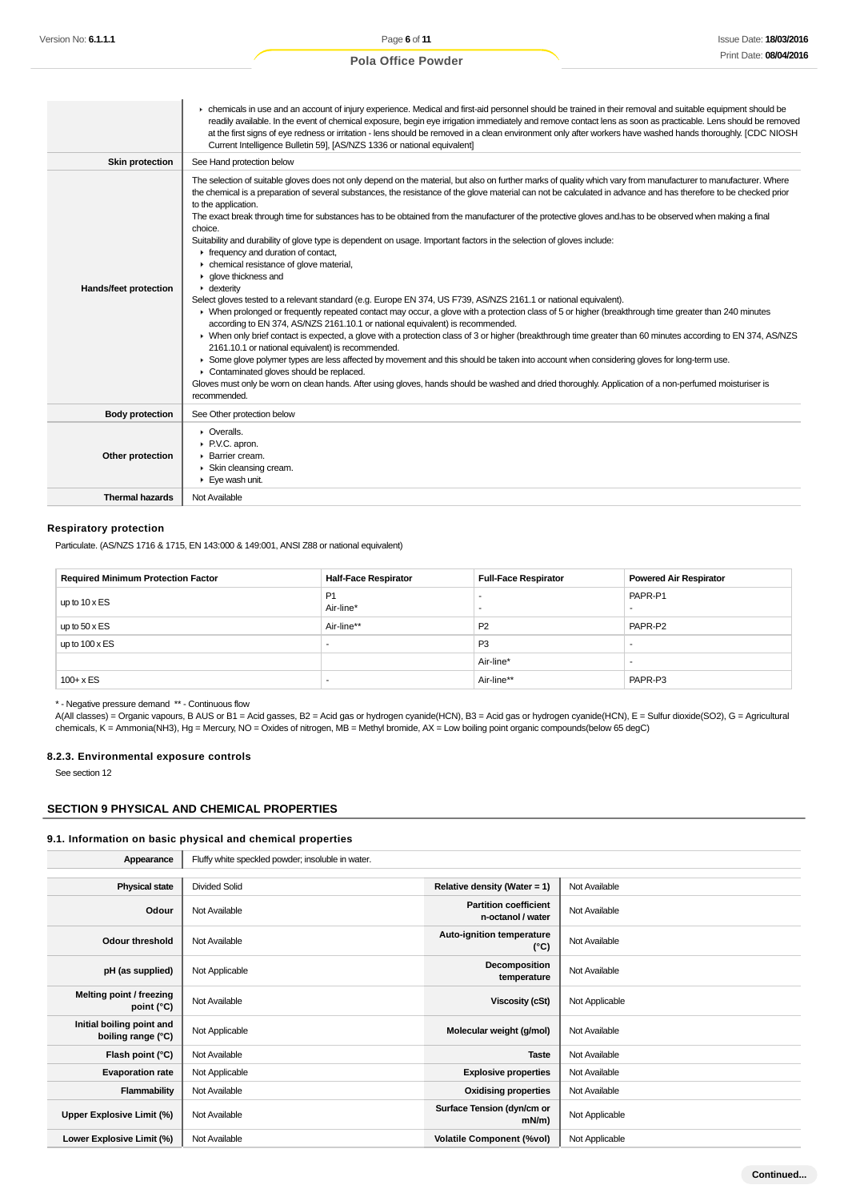| | |
|---|---|
| | ▸ chemicals in use and an account of injury experience. Medical and first-aid personnel should be trained in their removal and suitable equipment should be readily available. In the event of chemical exposure, begin eye irrigation immediately and remove contact lens as soon as practicable. Lens should be removed at the first signs of eye redness or irritation - lens should be removed in a clean environment only after workers have washed hands thoroughly. [CDC NIOSH Current Intelligence Bulletin 59], [AS/NZS 1336 or national equivalent] |
| **Skin protection** | See Hand protection below |
| **Hands/feet protection** | The selection of suitable gloves does not only depend on the material, but also on further marks of quality which vary from manufacturer to manufacturer. Where the chemical is a preparation of several substances, the resistance of the glove material can not be calculated in advance and has therefore to be checked prior to the application.<br>The exact break through time for substances has to be obtained from the manufacturer of the protective gloves and.has to be observed when making a final choice.<br>Suitability and durability of glove type is dependent on usage. Important factors in the selection of gloves include:<br>▸ frequency and duration of contact,<br>▸ chemical resistance of glove material,<br>▸ glove thickness and<br>▸ dexterity<br>Select gloves tested to a relevant standard (e.g. Europe EN 374, US F739, AS/NZS 2161.1 or national equivalent).<br>▸ When prolonged or frequently repeated contact may occur, a glove with a protection class of 5 or higher (breakthrough time greater than 240 minutes according to EN 374, AS/NZS 2161.10.1 or national equivalent) is recommended.<br>▸ When only brief contact is expected, a glove with a protection class of 3 or higher (breakthrough time greater than 60 minutes according to EN 374, AS/NZS 2161.10.1 or national equivalent) is recommended.<br>▸ Some glove polymer types are less affected by movement and this should be taken into account when considering gloves for long-term use.<br>▸ Contaminated gloves should be replaced.<br>Gloves must only be worn on clean hands. After using gloves, hands should be washed and dried thoroughly. Application of a non-perfumed moisturiser is recommended. |
| **Body protection** | See Other protection below |
| **Other protection** | ▸ Overalls.<br>▸ P.V.C. apron.<br>▸ Barrier cream.<br>▸ Skin cleansing cream.<br>▸ Eye wash unit. |
| **Thermal hazards** | Not Available |

### Respiratory protection

Particulate. (AS/NZS 1716 & 1715, EN 143:000 & 149:001, ANSI Z88 or national equivalent)

| Required Minimum Protection Factor | Half-Face Respirator | Full-Face Respirator | Powered Air Respirator |
|---|---|---|---|
| up to 10 x ES | P1<br>Air-line* | -<br>- | PAPR-P1<br>- |
| up to 50 x ES | Air-line** | P2 | PAPR-P2 |
| up to 100 x ES | - | P3 | - |
| | | Air-line* | - |
| 100+ x ES | - | Air-line** | PAPR-P3 |

\* - Negative pressure demand ** - Continuous flow
A(All classes) = Organic vapours, B AUS or B1 = Acid gasses, B2 = Acid gas or hydrogen cyanide(HCN), B3 = Acid gas or hydrogen cyanide(HCN), E = Sulfur dioxide(SO2), G = Agricultural chemicals, K = Ammonia(NH3), Hg = Mercury, NO = Oxides of nitrogen, MB = Methyl bromide, AX = Low boiling point organic compounds(below 65 degC)

### 8.2.3. Environmental exposure controls

See section 12

## SECTION 9 PHYSICAL AND CHEMICAL PROPERTIES

### 9.1. Information on basic physical and chemical properties

| | | | |
|---|---|---|---|
| **Appearance** | Fluffy white speckled powder; insoluble in water. | | |
| **Physical state** | Divided Solid | **Relative density (Water = 1)** | Not Available |
| **Odour** | Not Available | **Partition coefficient n-octanol / water** | Not Available |
| **Odour threshold** | Not Available | **Auto-ignition temperature (°C)** | Not Available |
| **pH (as supplied)** | Not Applicable | **Decomposition temperature** | Not Available |
| **Melting point / freezing point (°C)** | Not Available | **Viscosity (cSt)** | Not Applicable |
| **Initial boiling point and boiling range (°C)** | Not Applicable | **Molecular weight (g/mol)** | Not Available |
| **Flash point (°C)** | Not Available | **Taste** | Not Available |
| **Evaporation rate** | Not Applicable | **Explosive properties** | Not Available |
| **Flammability** | Not Available | **Oxidising properties** | Not Available |
| **Upper Explosive Limit (%)** | Not Available | **Surface Tension (dyn/cm or mN/m)** | Not Applicable |
| **Lower Explosive Limit (%)** | Not Available | **Volatile Component (%vol)** | Not Applicable |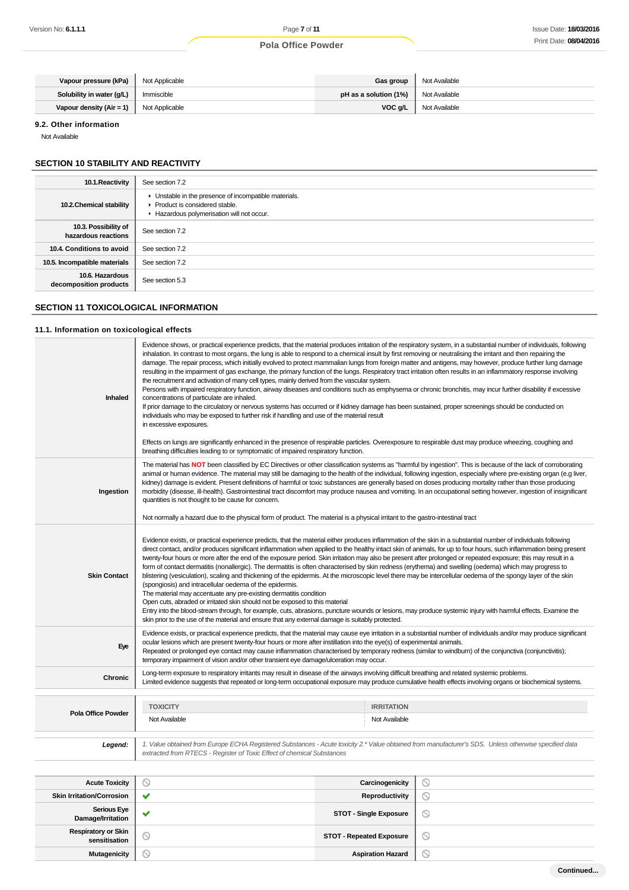| Vapour pressure (kPa) | Not Applicable | Gas group | Not Available |
| --- | --- | --- | --- |
| Solubility in water (g/L) | Immiscible | pH as a solution (1%) | Not Available |
| Vapour density (Air = 1) | Not Applicable | VOC g/L | Not Available |

### 9.2. Other information

Not Available

## SECTION 10 STABILITY AND REACTIVITY

| | |
| --- | --- |
| 10.1.Reactivity | See section 7.2 |
| 10.2.Chemical stability | ▸ Unstable in the presence of incompatible materials.<br>▸ Product is considered stable.<br>▸ Hazardous polymerisation will not occur. |
| 10.3. Possibility of hazardous reactions | See section 7.2 |
| 10.4. Conditions to avoid | See section 7.2 |
| 10.5. Incompatible materials | See section 7.2 |
| 10.6. Hazardous decomposition products | See section 5.3 |

## SECTION 11 TOXICOLOGICAL INFORMATION

### 11.1. Information on toxicological effects

| | |
| --- | --- |
| Inhaled | Evidence shows, or practical experience predicts, that the material produces irritation of the respiratory system, in a substantial number of individuals, following inhalation. In contrast to most organs, the lung is able to respond to a chemical insult by first removing or neutralising the irritant and then repairing the damage. The repair process, which initially evolved to protect mammalian lungs from foreign matter and antigens, may however, produce further lung damage resulting in the impairment of gas exchange, the primary function of the lungs. Respiratory tract irritation often results in an inflammatory response involving the recruitment and activation of many cell types, mainly derived from the vascular system.<br>Persons with impaired respiratory function, airway diseases and conditions such as emphysema or chronic bronchitis, may incur further disability if excessive concentrations of particulate are inhaled.<br>If prior damage to the circulatory or nervous systems has occurred or if kidney damage has been sustained, proper screenings should be conducted on individuals who may be exposed to further risk if handling and use of the material result<br>in excessive exposures.<br><br>Effects on lungs are significantly enhanced in the presence of respirable particles. Overexposure to respirable dust may produce wheezing, coughing and breathing difficulties leading to or symptomatic of impaired respiratory function. |
| Ingestion | The material has **NOT** been classified by EC Directives or other classification systems as "harmful by ingestion". This is because of the lack of corroborating animal or human evidence. The material may still be damaging to the health of the individual, following ingestion, especially where pre-existing organ (e.g liver, kidney) damage is evident. Present definitions of harmful or toxic substances are generally based on doses producing mortality rather than those producing morbidity (disease, ill-health). Gastrointestinal tract discomfort may produce nausea and vomiting. In an occupational setting however, ingestion of insignificant quantities is not thought to be cause for concern.<br><br>Not normally a hazard due to the physical form of product. The material is a physical irritant to the gastro-intestinal tract |
| Skin Contact | Evidence exists, or practical experience predicts, that the material either produces inflammation of the skin in a substantial number of individuals following direct contact, and/or produces significant inflammation when applied to the healthy intact skin of animals, for up to four hours, such inflammation being present twenty-four hours or more after the end of the exposure period. Skin irritation may also be present after prolonged or repeated exposure; this may result in a form of contact dermatitis (nonallergic). The dermatitis is often characterised by skin redness (erythema) and swelling (oedema) which may progress to blistering (vesiculation), scaling and thickening of the epidermis. At the microscopic level there may be intercellular oedema of the spongy layer of the skin (spongiosis) and intracellular oedema of the epidermis.<br>The material may accentuate any pre-existing dermatitis condition<br>Open cuts, abraded or irritated skin should not be exposed to this material<br>Entry into the blood-stream through, for example, cuts, abrasions, puncture wounds or lesions, may produce systemic injury with harmful effects. Examine the skin prior to the use of the material and ensure that any external damage is suitably protected. |
| Eye | Evidence exists, or practical experience predicts, that the material may cause eye irritation in a substantial number of individuals and/or may produce significant ocular lesions which are present twenty-four hours or more after instillation into the eye(s) of experimental animals.<br>Repeated or prolonged eye contact may cause inflammation characterised by temporary redness (similar to windburn) of the conjunctiva (conjunctivitis); temporary impairment of vision and/or other transient eye damage/ulceration may occur. |
| Chronic | Long-term exposure to respiratory irritants may result in disease of the airways involving difficult breathing and related systemic problems.<br>Limited evidence suggests that repeated or long-term occupational exposure may produce cumulative health effects involving organs or biochemical systems. |

| Pola Office Powder | TOXICITY | IRRITATION |
| --- | --- | --- |
| | Not Available | Not Available |

| | |
| --- | --- |
| ***Legend:*** | *1. Value obtained from Europe ECHA Registered Substances - Acute toxicity 2.* Value obtained from manufacturer's SDS. Unless otherwise specified data extracted from RTECS - Register of Toxic Effect of chemical Substances* |

| | | | |
| --- | --- | --- | --- |
| Acute Toxicity | ⃠ | Carcinogenicity | ⃠ |
| Skin Irritation/Corrosion | ✔ | Reproductivity | ⃠ |
| Serious Eye Damage/Irritation | ✔ | STOT - Single Exposure | ⃠ |
| Respiratory or Skin sensitisation | ⃠ | STOT - Repeated Exposure | ⃠ |
| Mutagenicity | ⃠ | Aspiration Hazard | ⃠ |

Continued...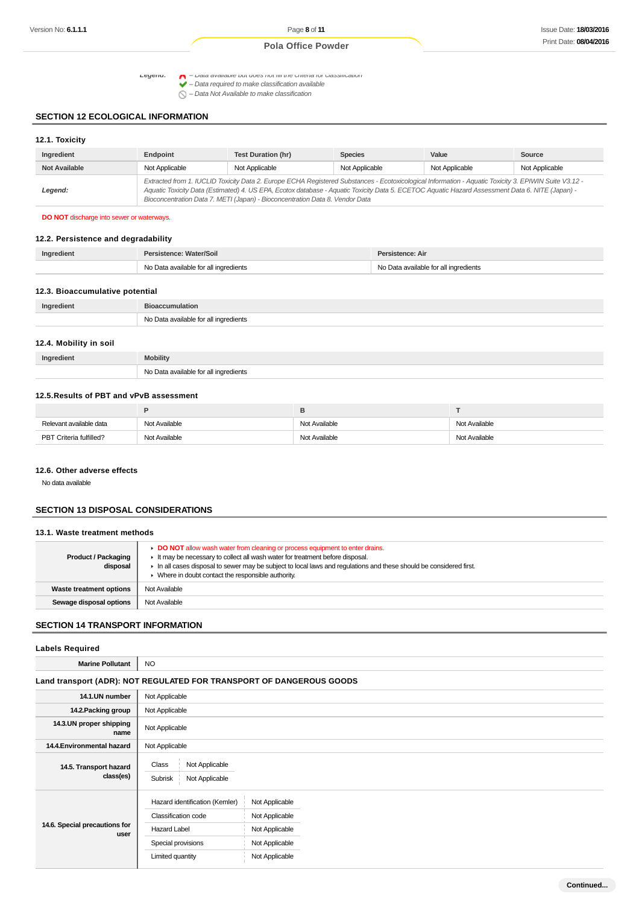**Legend:** – Data available but does not fill the criteria for classification
– Data required to make classification available
– Data Not Available to make classification

## SECTION 12 ECOLOGICAL INFORMATION

### 12.1. Toxicity

| Ingredient | Endpoint | Test Duration (hr) | Species | Value | Source |
|---|---|---|---|---|---|
| Not Available | Not Applicable | Not Applicable | Not Applicable | Not Applicable | Not Applicable |
| *Legend:* | *Extracted from 1. IUCLID Toxicity Data 2. Europe ECHA Registered Substances - Ecotoxicological Information - Aquatic Toxicity 3. EPIWIN Suite V3.12 - Aquatic Toxicity Data (Estimated) 4. US EPA, Ecotox database - Aquatic Toxicity Data 5. ECETOC Aquatic Hazard Assessment Data 6. NITE (Japan) - Bioconcentration Data 7. METI (Japan) - Bioconcentration Data 8. Vendor Data* | | | | |

**DO NOT** discharge into sewer or waterways.

### 12.2. Persistence and degradability

| Ingredient | Persistence: Water/Soil | Persistence: Air |
|---|---|---|
| | No Data available for all ingredients | No Data available for all ingredients |

### 12.3. Bioaccumulative potential

| Ingredient | Bioaccumulation |
|---|---|
| | No Data available for all ingredients |

### 12.4. Mobility in soil

| Ingredient | Mobility |
|---|---|
| | No Data available for all ingredients |

### 12.5.Results of PBT and vPvB assessment

| | P | B | T |
|---|---|---|---|
| Relevant available data | Not Available | Not Available | Not Available |
| PBT Criteria fulfilled? | Not Available | Not Available | Not Available |

### 12.6. Other adverse effects

No data available

## SECTION 13 DISPOSAL CONSIDERATIONS

### 13.1. Waste treatment methods

| | |
|---|---|
| **Product / Packaging disposal** | ▸ **DO NOT** allow wash water from cleaning or process equipment to enter drains.<br>▸ It may be necessary to collect all wash water for treatment before disposal.<br>▸ In all cases disposal to sewer may be subject to local laws and regulations and these should be considered first.<br>▸ Where in doubt contact the responsible authority. |
| **Waste treatment options** | Not Available |
| **Sewage disposal options** | Not Available |

## SECTION 14 TRANSPORT INFORMATION

### Labels Required

| | |
|---|---|
| **Marine Pollutant** | NO |

### Land transport (ADR): NOT REGULATED FOR TRANSPORT OF DANGEROUS GOODS

| | |
|---|---|
| **14.1.UN number** | Not Applicable |
| **14.2.Packing group** | Not Applicable |
| **14.3.UN proper shipping name** | Not Applicable |
| **14.4.Environmental hazard** | Not Applicable |
| **14.5. Transport hazard class(es)** | Class: Not Applicable<br>Subrisk: Not Applicable |
| **14.6. Special precautions for user** | Hazard identification (Kemler): Not Applicable<br>Classification code: Not Applicable<br>Hazard Label: Not Applicable<br>Special provisions: Not Applicable<br>Limited quantity: Not Applicable |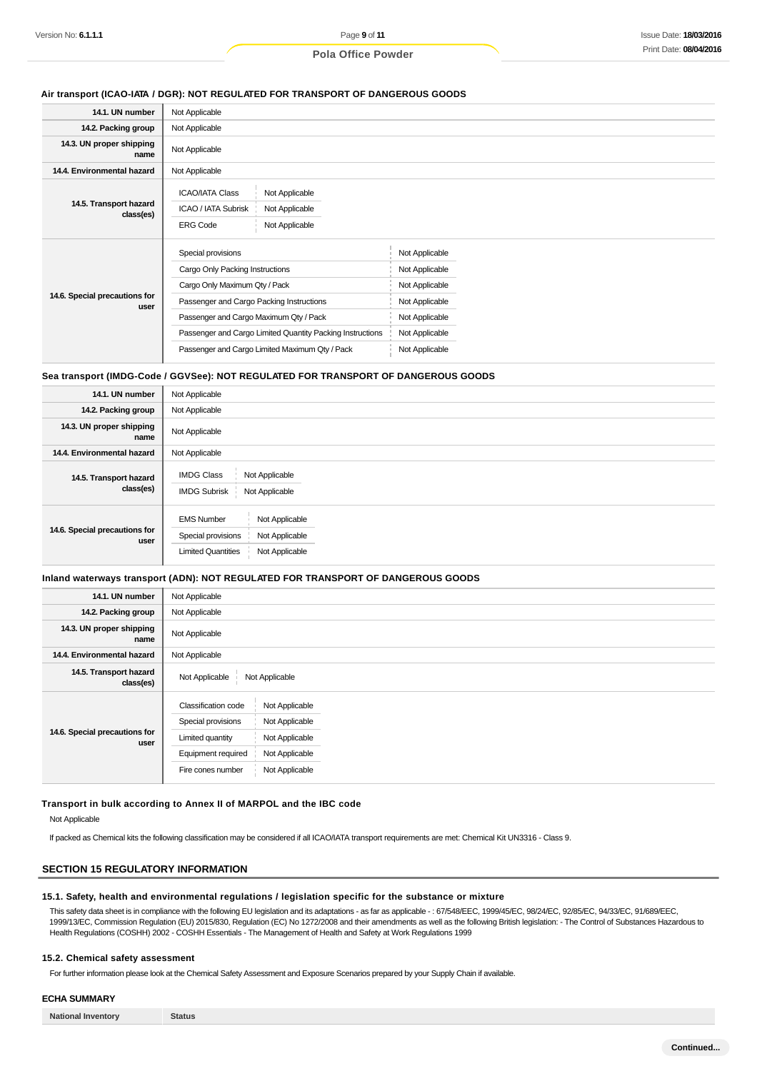**Air transport (ICAO-IATA / DGR): NOT REGULATED FOR TRANSPORT OF DANGEROUS GOODS**

| | |
|---|---|
| **14.1. UN number** | Not Applicable |
| **14.2. Packing group** | Not Applicable |
| **14.3. UN proper shipping name** | Not Applicable |
| **14.4. Environmental hazard** | Not Applicable |
| **14.5. Transport hazard class(es)** | ICAO/IATA Class: Not Applicable<br>ICAO / IATA Subrisk: Not Applicable<br>ERG Code: Not Applicable |
| **14.6. Special precautions for user** | Special provisions: Not Applicable<br>Cargo Only Packing Instructions: Not Applicable<br>Cargo Only Maximum Qty / Pack: Not Applicable<br>Passenger and Cargo Packing Instructions: Not Applicable<br>Passenger and Cargo Maximum Qty / Pack: Not Applicable<br>Passenger and Cargo Limited Quantity Packing Instructions: Not Applicable<br>Passenger and Cargo Limited Maximum Qty / Pack: Not Applicable |

**Sea transport (IMDG-Code / GGVSee): NOT REGULATED FOR TRANSPORT OF DANGEROUS GOODS**

| | |
|---|---|
| **14.1. UN number** | Not Applicable |
| **14.2. Packing group** | Not Applicable |
| **14.3. UN proper shipping name** | Not Applicable |
| **14.4. Environmental hazard** | Not Applicable |
| **14.5. Transport hazard class(es)** | IMDG Class: Not Applicable<br>IMDG Subrisk: Not Applicable |
| **14.6. Special precautions for user** | EMS Number: Not Applicable<br>Special provisions: Not Applicable<br>Limited Quantities: Not Applicable |

**Inland waterways transport (ADN): NOT REGULATED FOR TRANSPORT OF DANGEROUS GOODS**

| | |
|---|---|
| **14.1. UN number** | Not Applicable |
| **14.2. Packing group** | Not Applicable |
| **14.3. UN proper shipping name** | Not Applicable |
| **14.4. Environmental hazard** | Not Applicable |
| **14.5. Transport hazard class(es)** | Not Applicable &#124; Not Applicable |
| **14.6. Special precautions for user** | Classification code: Not Applicable<br>Special provisions: Not Applicable<br>Limited quantity: Not Applicable<br>Equipment required: Not Applicable<br>Fire cones number: Not Applicable |

**Transport in bulk according to Annex II of MARPOL and the IBC code**

Not Applicable

If packed as Chemical kits the following classification may be considered if all ICAO/IATA transport requirements are met: Chemical Kit UN3316 - Class 9.

## SECTION 15 REGULATORY INFORMATION

### 15.1. Safety, health and environmental regulations / legislation specific for the substance or mixture

This safety data sheet is in compliance with the following EU legislation and its adaptations - as far as applicable - : 67/548/EEC, 1999/45/EC, 98/24/EC, 92/85/EC, 94/33/EC, 91/689/EEC, 1999/13/EC, Commission Regulation (EU) 2015/830, Regulation (EC) No 1272/2008 and their amendments as well as the following British legislation: - The Control of Substances Hazardous to Health Regulations (COSHH) 2002 - COSHH Essentials - The Management of Health and Safety at Work Regulations 1999

### 15.2. Chemical safety assessment

For further information please look at the Chemical Safety Assessment and Exposure Scenarios prepared by your Supply Chain if available.

### ECHA SUMMARY

| National Inventory | Status |
|---|---|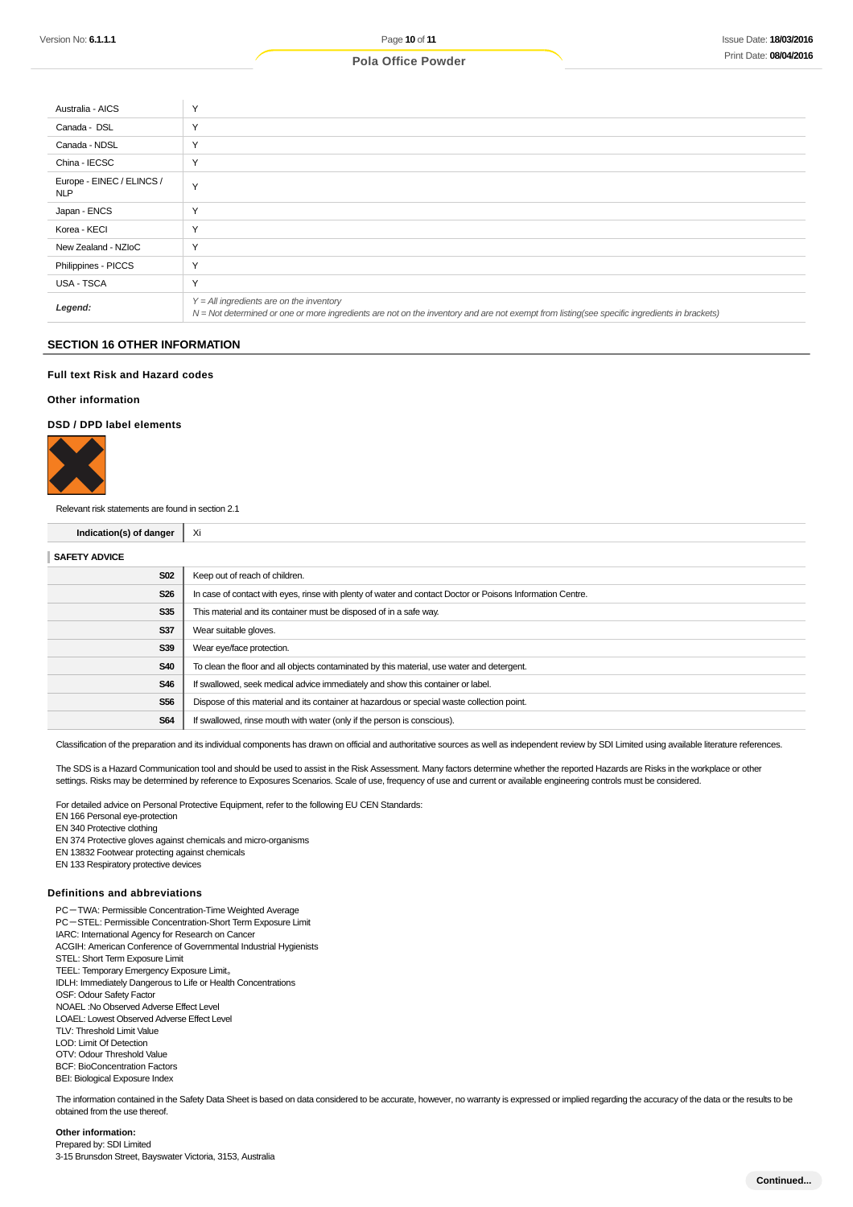| | |
|---|---|
| Australia - AICS | Y |
| Canada - DSL | Y |
| Canada - NDSL | Y |
| China - IECSC | Y |
| Europe - EINEC / ELINCS / NLP | Y |
| Japan - ENCS | Y |
| Korea - KECI | Y |
| New Zealand - NZIoC | Y |
| Philippines - PICCS | Y |
| USA - TSCA | Y |
| ***Legend:*** | *Y = All ingredients are on the inventory*<br>*N = Not determined or one or more ingredients are not on the inventory and are not exempt from listing(see specific ingredients in brackets)* |

## SECTION 16 OTHER INFORMATION

### Full text Risk and Hazard codes

### Other information

### DSD / DPD label elements

Relevant risk statements are found in section 2.1

| | |
|---|---|
| **Indication(s) of danger** | Xi |

**SAFETY ADVICE**

| | |
|---|---|
| **S02** | Keep out of reach of children. |
| **S26** | In case of contact with eyes, rinse with plenty of water and contact Doctor or Poisons Information Centre. |
| **S35** | This material and its container must be disposed of in a safe way. |
| **S37** | Wear suitable gloves. |
| **S39** | Wear eye/face protection. |
| **S40** | To clean the floor and all objects contaminated by this material, use water and detergent. |
| **S46** | If swallowed, seek medical advice immediately and show this container or label. |
| **S56** | Dispose of this material and its container at hazardous or special waste collection point. |
| **S64** | If swallowed, rinse mouth with water (only if the person is conscious). |

Classification of the preparation and its individual components has drawn on official and authoritative sources as well as independent review by SDI Limited using available literature references.

The SDS is a Hazard Communication tool and should be used to assist in the Risk Assessment. Many factors determine whether the reported Hazards are Risks in the workplace or other settings. Risks may be determined by reference to Exposures Scenarios. Scale of use, frequency of use and current or available engineering controls must be considered.

For detailed advice on Personal Protective Equipment, refer to the following EU CEN Standards:
EN 166 Personal eye-protection
EN 340 Protective clothing
EN 374 Protective gloves against chemicals and micro-organisms
EN 13832 Footwear protecting against chemicals
EN 133 Respiratory protective devices

### Definitions and abbreviations

PC－TWA: Permissible Concentration-Time Weighted Average
PC－STEL: Permissible Concentration-Short Term Exposure Limit
IARC: International Agency for Research on Cancer
ACGIH: American Conference of Governmental Industrial Hygienists
STEL: Short Term Exposure Limit
TEEL: Temporary Emergency Exposure Limit。
IDLH: Immediately Dangerous to Life or Health Concentrations
OSF: Odour Safety Factor
NOAEL :No Observed Adverse Effect Level
LOAEL: Lowest Observed Adverse Effect Level
TLV: Threshold Limit Value
LOD: Limit Of Detection
OTV: Odour Threshold Value
BCF: BioConcentration Factors
BEI: Biological Exposure Index

The information contained in the Safety Data Sheet is based on data considered to be accurate, however, no warranty is expressed or implied regarding the accuracy of the data or the results to be obtained from the use thereof.

**Other information:**
Prepared by: SDI Limited
3-15 Brunsdon Street, Bayswater Victoria, 3153, Australia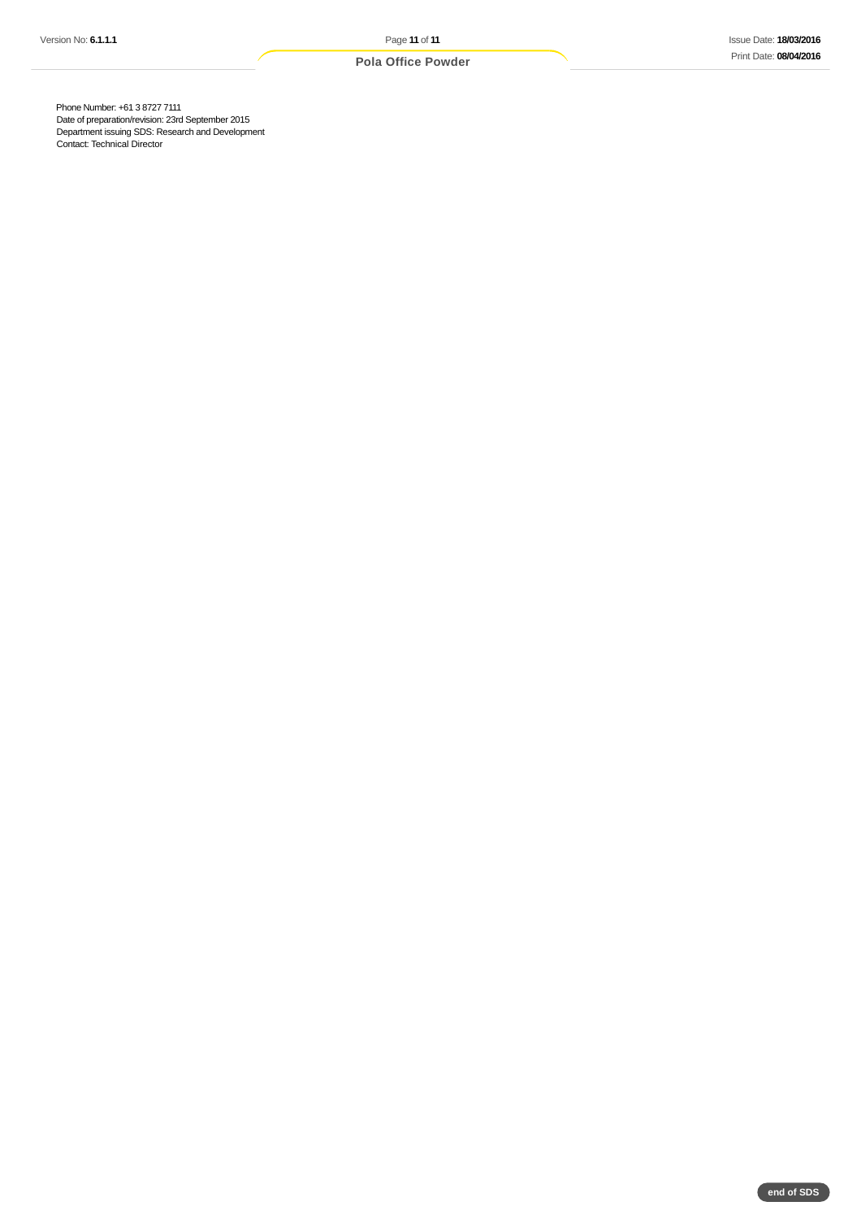Phone Number: +61 3 8727 7111
Date of preparation/revision: 23rd September 2015
Department issuing SDS: Research and Development
Contact: Technical Director

**end of SDS**